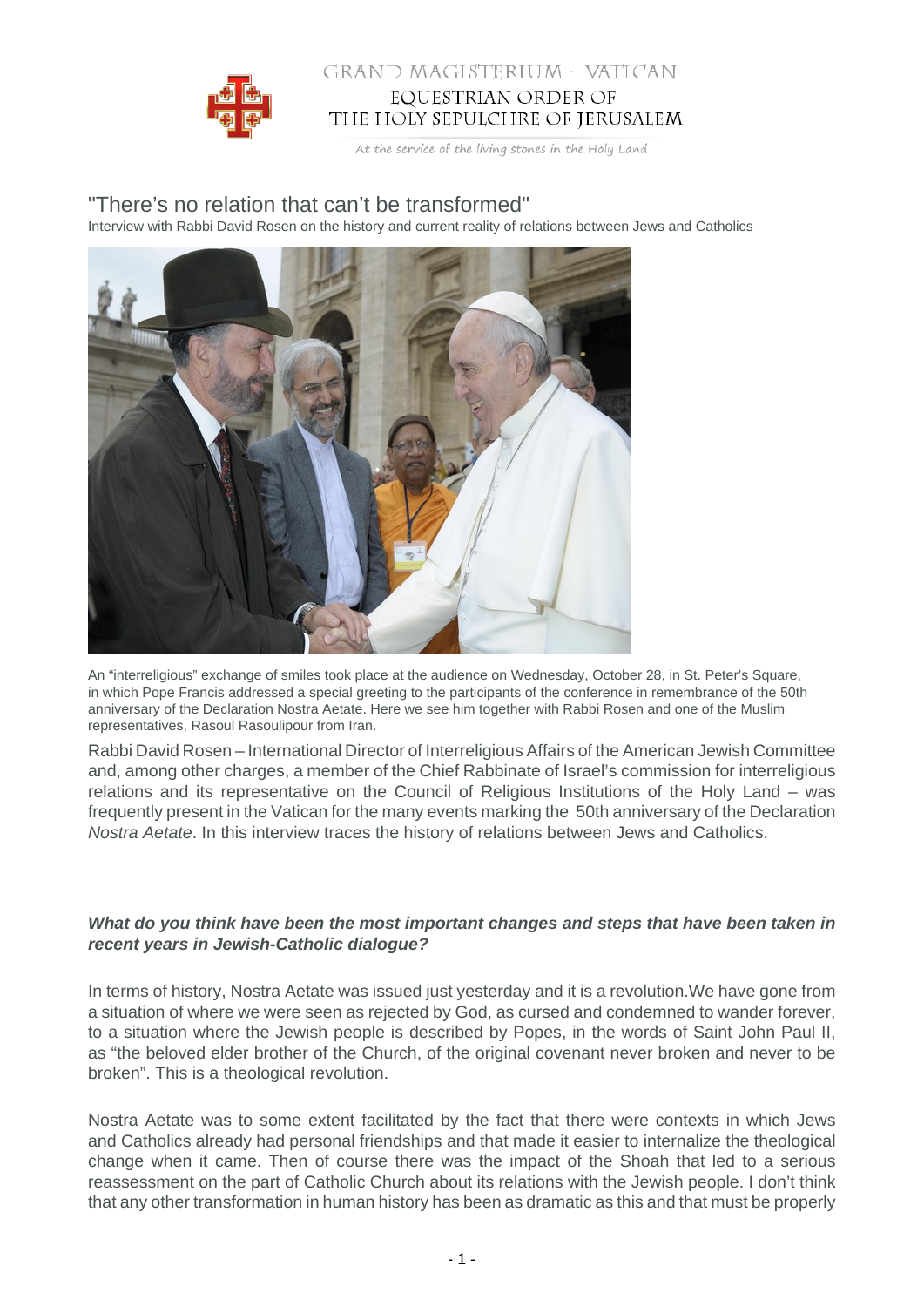GRAND MAGISTERIUM – VATICAN
EQUESTRIAN ORDER OF
THE HOLY SEPULCHRE OF JERUSALEM

At the service of the living stones in the Holy Land

# "There's no relation that can't be transformed"

Interview with Rabbi David Rosen on the history and current reality of relations between Jews and Catholics

An "interreligious" exchange of smiles took place at the audience on Wednesday, October 28, in St. Peter's Square, in which Pope Francis addressed a special greeting to the participants of the conference in remembrance of the 50th anniversary of the Declaration Nostra Aetate. Here we see him together with Rabbi Rosen and one of the Muslim representatives, Rasoul Rasoulipour from Iran.

Rabbi David Rosen – International Director of Interreligious Affairs of the American Jewish Committee and, among other charges, a member of the Chief Rabbinate of Israel's commission for interreligious relations and its representative on the Council of Religious Institutions of the Holy Land – was frequently present in the Vatican for the many events marking the 50th anniversary of the Declaration *Nostra Aetate*. In this interview traces the history of relations between Jews and Catholics.

***What do you think have been the most important changes and steps that have been taken in recent years in Jewish-Catholic dialogue?***

In terms of history, Nostra Aetate was issued just yesterday and it is a revolution.We have gone from a situation of where we were seen as rejected by God, as cursed and condemned to wander forever, to a situation where the Jewish people is described by Popes, in the words of Saint John Paul II, as "the beloved elder brother of the Church, of the original covenant never broken and never to be broken". This is a theological revolution.

Nostra Aetate was to some extent facilitated by the fact that there were contexts in which Jews and Catholics already had personal friendships and that made it easier to internalize the theological change when it came. Then of course there was the impact of the Shoah that led to a serious reassessment on the part of Catholic Church about its relations with the Jewish people. I don't think that any other transformation in human history has been as dramatic as this and that must be properly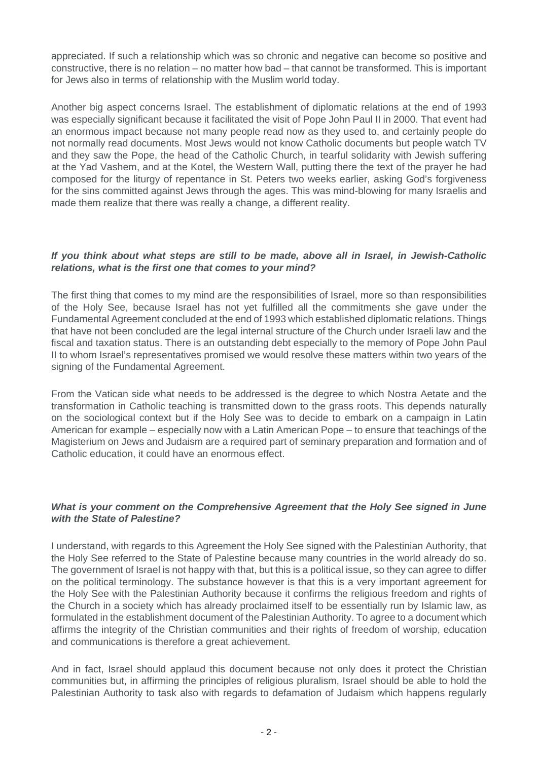appreciated. If such a relationship which was so chronic and negative can become so positive and constructive, there is no relation – no matter how bad – that cannot be transformed. This is important for Jews also in terms of relationship with the Muslim world today.

Another big aspect concerns Israel. The establishment of diplomatic relations at the end of 1993 was especially significant because it facilitated the visit of Pope John Paul II in 2000. That event had an enormous impact because not many people read now as they used to, and certainly people do not normally read documents. Most Jews would not know Catholic documents but people watch TV and they saw the Pope, the head of the Catholic Church, in tearful solidarity with Jewish suffering at the Yad Vashem, and at the Kotel, the Western Wall, putting there the text of the prayer he had composed for the liturgy of repentance in St. Peters two weeks earlier, asking God's forgiveness for the sins committed against Jews through the ages. This was mind-blowing for many Israelis and made them realize that there was really a change, a different reality.

***If you think about what steps are still to be made, above all in Israel, in Jewish-Catholic relations, what is the first one that comes to your mind?***

The first thing that comes to my mind are the responsibilities of Israel, more so than responsibilities of the Holy See, because Israel has not yet fulfilled all the commitments she gave under the Fundamental Agreement concluded at the end of 1993 which established diplomatic relations. Things that have not been concluded are the legal internal structure of the Church under Israeli law and the fiscal and taxation status. There is an outstanding debt especially to the memory of Pope John Paul II to whom Israel's representatives promised we would resolve these matters within two years of the signing of the Fundamental Agreement.

From the Vatican side what needs to be addressed is the degree to which Nostra Aetate and the transformation in Catholic teaching is transmitted down to the grass roots. This depends naturally on the sociological context but if the Holy See was to decide to embark on a campaign in Latin American for example – especially now with a Latin American Pope – to ensure that teachings of the Magisterium on Jews and Judaism are a required part of seminary preparation and formation and of Catholic education, it could have an enormous effect.

***What is your comment on the Comprehensive Agreement that the Holy See signed in June with the State of Palestine?***

I understand, with regards to this Agreement the Holy See signed with the Palestinian Authority, that the Holy See referred to the State of Palestine because many countries in the world already do so. The government of Israel is not happy with that, but this is a political issue, so they can agree to differ on the political terminology. The substance however is that this is a very important agreement for the Holy See with the Palestinian Authority because it confirms the religious freedom and rights of the Church in a society which has already proclaimed itself to be essentially run by Islamic law, as formulated in the establishment document of the Palestinian Authority. To agree to a document which affirms the integrity of the Christian communities and their rights of freedom of worship, education and communications is therefore a great achievement.

And in fact, Israel should applaud this document because not only does it protect the Christian communities but, in affirming the principles of religious pluralism, Israel should be able to hold the Palestinian Authority to task also with regards to defamation of Judaism which happens regularly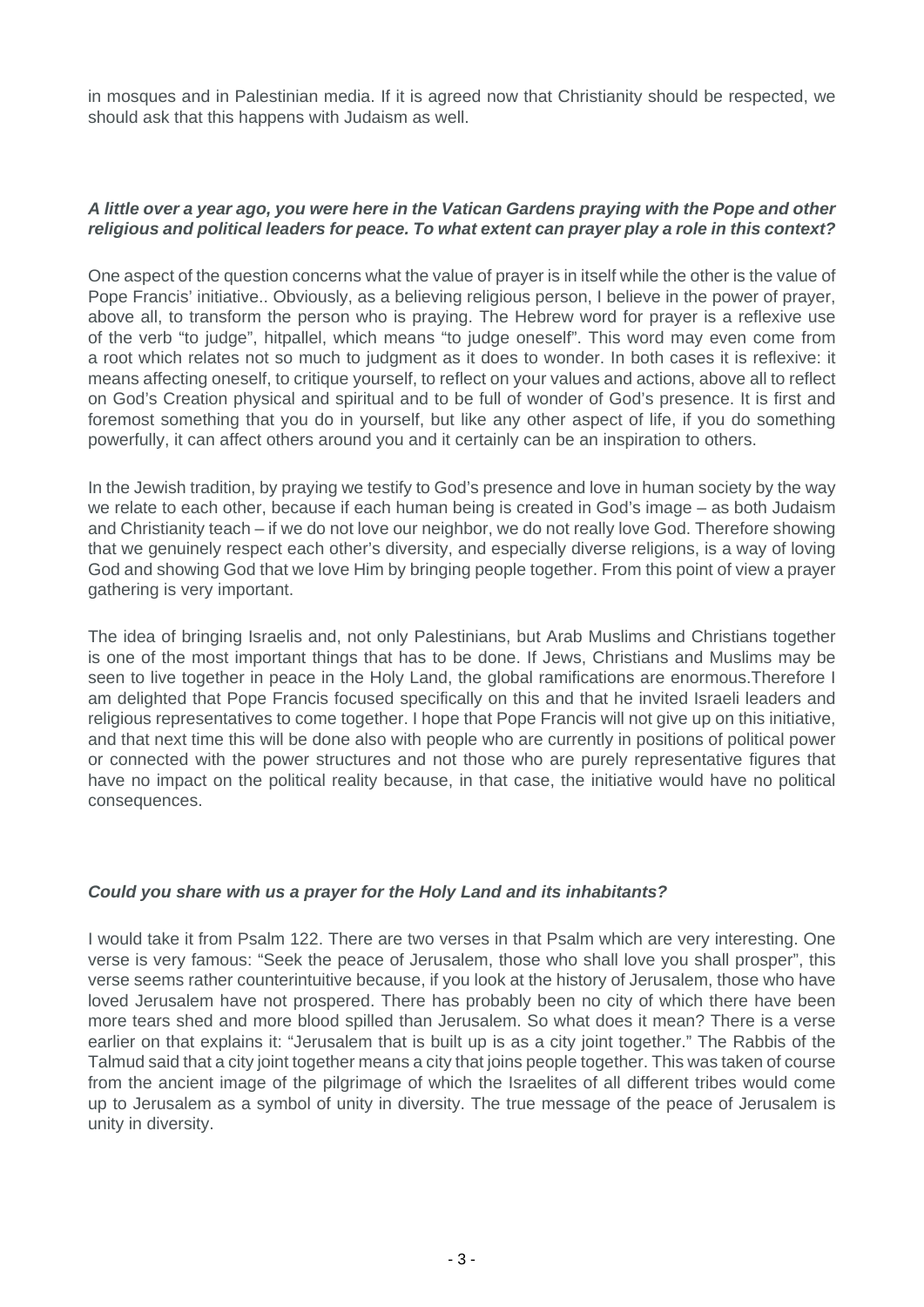in mosques and in Palestinian media. If it is agreed now that Christianity should be respected, we should ask that this happens with Judaism as well.

***A little over a year ago, you were here in the Vatican Gardens praying with the Pope and other religious and political leaders for peace. To what extent can prayer play a role in this context?***

One aspect of the question concerns what the value of prayer is in itself while the other is the value of Pope Francis' initiative.. Obviously, as a believing religious person, I believe in the power of prayer, above all, to transform the person who is praying. The Hebrew word for prayer is a reflexive use of the verb "to judge", hitpallel, which means "to judge oneself". This word may even come from a root which relates not so much to judgment as it does to wonder. In both cases it is reflexive: it means affecting oneself, to critique yourself, to reflect on your values and actions, above all to reflect on God's Creation physical and spiritual and to be full of wonder of God's presence. It is first and foremost something that you do in yourself, but like any other aspect of life, if you do something powerfully, it can affect others around you and it certainly can be an inspiration to others.

In the Jewish tradition, by praying we testify to God's presence and love in human society by the way we relate to each other, because if each human being is created in God's image – as both Judaism and Christianity teach – if we do not love our neighbor, we do not really love God. Therefore showing that we genuinely respect each other's diversity, and especially diverse religions, is a way of loving God and showing God that we love Him by bringing people together. From this point of view a prayer gathering is very important.

The idea of bringing Israelis and, not only Palestinians, but Arab Muslims and Christians together is one of the most important things that has to be done. If Jews, Christians and Muslims may be seen to live together in peace in the Holy Land, the global ramifications are enormous.Therefore I am delighted that Pope Francis focused specifically on this and that he invited Israeli leaders and religious representatives to come together. I hope that Pope Francis will not give up on this initiative, and that next time this will be done also with people who are currently in positions of political power or connected with the power structures and not those who are purely representative figures that have no impact on the political reality because, in that case, the initiative would have no political consequences.

***Could you share with us a prayer for the Holy Land and its inhabitants?***

I would take it from Psalm 122. There are two verses in that Psalm which are very interesting. One verse is very famous: "Seek the peace of Jerusalem, those who shall love you shall prosper", this verse seems rather counterintuitive because, if you look at the history of Jerusalem, those who have loved Jerusalem have not prospered. There has probably been no city of which there have been more tears shed and more blood spilled than Jerusalem. So what does it mean? There is a verse earlier on that explains it: "Jerusalem that is built up is as a city joint together." The Rabbis of the Talmud said that a city joint together means a city that joins people together. This was taken of course from the ancient image of the pilgrimage of which the Israelites of all different tribes would come up to Jerusalem as a symbol of unity in diversity. The true message of the peace of Jerusalem is unity in diversity.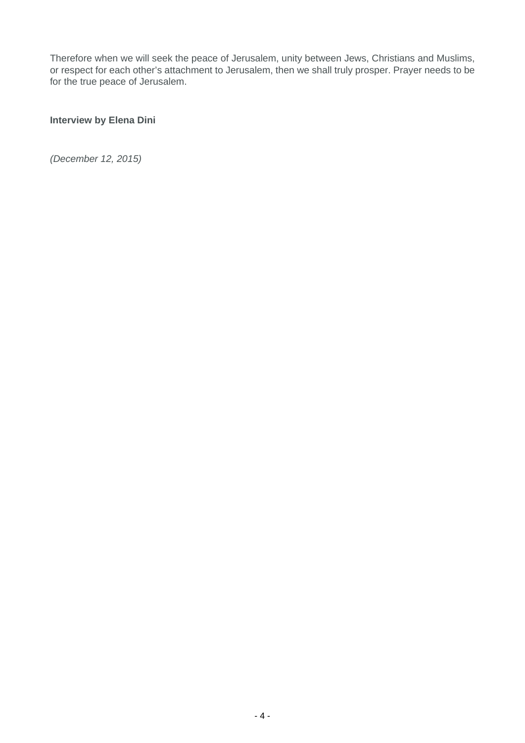Therefore when we will seek the peace of Jerusalem, unity between Jews, Christians and Muslims, or respect for each other's attachment to Jerusalem, then we shall truly prosper. Prayer needs to be for the true peace of Jerusalem.

**Interview by Elena Dini**

*(December 12, 2015)*